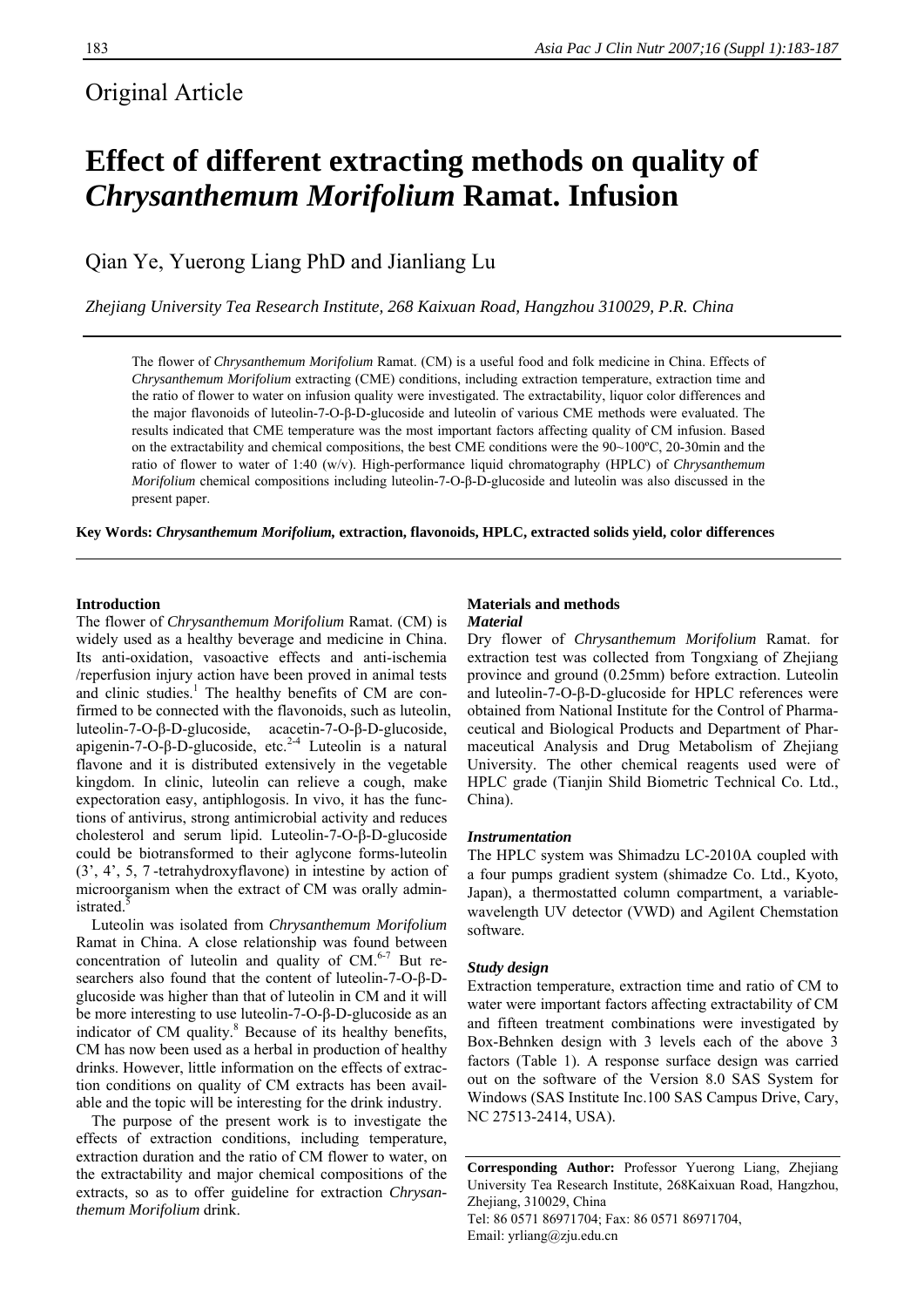Original Article

# Effect of different extracting methods on quality of *Chrysanthemum Morifolium* Ramat. Infusion

Qian Ye, Yuerong Liang PhD and Jianliang Lu

*Zhejiang University Tea Research Institute, 268 Kaixuan Road, Hangzhou 310029, P.R. China*

The flower of *Chrysanthemum Morifolium* Ramat. (CM) is a useful food and folk medicine in China. Effects of *Chrysanthemum Morifolium* extracting (CME) conditions, including extraction temperature, extraction time and the ratio of flower to water on infusion quality were investigated. The extractability, liquor color differences and the major flavonoids of luteolin-7-O-β-D-glucoside and luteolin of various CME methods were evaluated. The results indicated that CME temperature was the most important factors affecting quality of CM infusion. Based on the extractability and chemical compositions, the best CME conditions were the 90~100ºC, 20-30min and the ratio of flower to water of 1:40 (w/v). High-performance liquid chromatography (HPLC) of *Chrysanthemum Morifolium* chemical compositions including luteolin-7-O-β-D-glucoside and luteolin was also discussed in the present paper.

**Key Words: *Chrysanthemum Morifolium,* extraction, flavonoids, HPLC, extracted solids yield, color differences**

## Introduction

The flower of *Chrysanthemum Morifolium* Ramat. (CM) is widely used as a healthy beverage and medicine in China. Its anti-oxidation, vasoactive effects and anti-ischemia /reperfusion injury action have been proved in animal tests and clinic studies.[1] The healthy benefits of CM are confirmed to be connected with the flavonoids, such as luteolin, luteolin-7-O-β-D-glucoside, acacetin-7-O-β-D-glucoside, apigenin-7-O-β-D-glucoside, etc.[2-4] Luteolin is a natural flavone and it is distributed extensively in the vegetable kingdom. In clinic, luteolin can relieve a cough, make expectoration easy, antiphlogosis. In vivo, it has the functions of antivirus, strong antimicrobial activity and reduces cholesterol and serum lipid. Luteolin-7-O-β-D-glucoside could be biotransformed to their aglycone forms-luteolin (3’, 4’, 5, 7 -tetrahydroxyflavone) in intestine by action of microorganism when the extract of CM was orally administrated.[5]

Luteolin was isolated from *Chrysanthemum Morifolium* Ramat in China. A close relationship was found between concentration of luteolin and quality of CM.[6-7] But researchers also found that the content of luteolin-7-O-β-D-glucoside was higher than that of luteolin in CM and it will be more interesting to use luteolin-7-O-β-D-glucoside as an indicator of CM quality.[8] Because of its healthy benefits, CM has now been used as a herbal in production of healthy drinks. However, little information on the effects of extraction conditions on quality of CM extracts has been available and the topic will be interesting for the drink industry.

The purpose of the present work is to investigate the effects of extraction conditions, including temperature, extraction duration and the ratio of CM flower to water, on the extractability and major chemical compositions of the extracts, so as to offer guideline for extraction *Chrysanthemum Morifolium* drink.

## Materials and methods

### *Material*

Dry flower of *Chrysanthemum Morifolium* Ramat. for extraction test was collected from Tongxiang of Zhejiang province and ground (0.25mm) before extraction. Luteolin and luteolin-7-O-β-D-glucoside for HPLC references were obtained from National Institute for the Control of Pharmaceutical and Biological Products and Department of Pharmaceutical Analysis and Drug Metabolism of Zhejiang University. The other chemical reagents used were of HPLC grade (Tianjin Shild Biometric Technical Co. Ltd., China).

### *Instrumentation*

The HPLC system was Shimadzu LC-2010A coupled with a four pumps gradient system (shimadze Co. Ltd., Kyoto, Japan), a thermostatted column compartment, a variable-wavelength UV detector (VWD) and Agilent Chemstation software.

### *Study design*

Extraction temperature, extraction time and ratio of CM to water were important factors affecting extractability of CM and fifteen treatment combinations were investigated by Box-Behnken design with 3 levels each of the above 3 factors (Table 1). A response surface design was carried out on the software of the Version 8.0 SAS System for Windows (SAS Institute Inc.100 SAS Campus Drive, Cary, NC 27513-2414, USA).

**Corresponding Author:** Professor Yuerong Liang, Zhejiang University Tea Research Institute, 268Kaixuan Road, Hangzhou, Zhejiang, 310029, China
Tel: 86 0571 86971704; Fax: 86 0571 86971704,
Email: yrliang@zju.edu.cn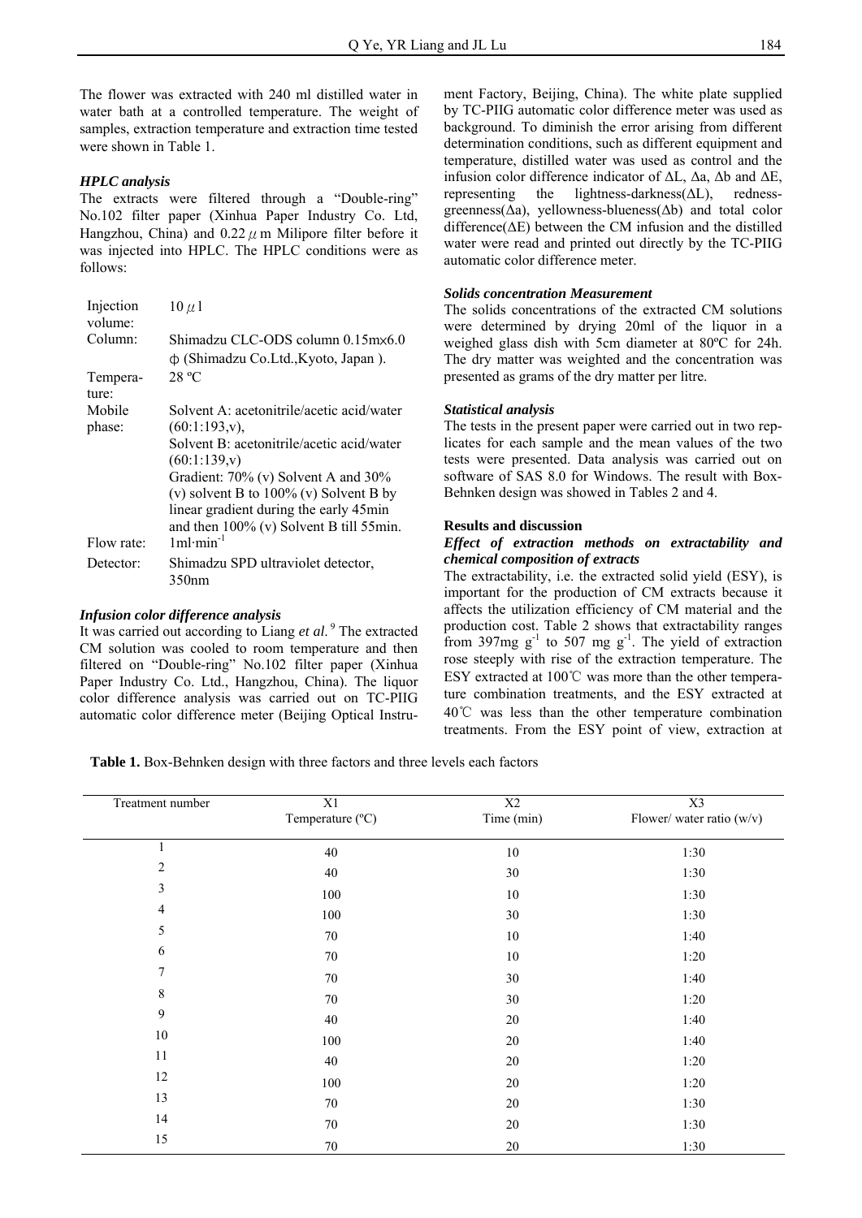The flower was extracted with 240 ml distilled water in water bath at a controlled temperature. The weight of samples, extraction temperature and extraction time tested were shown in Table 1.

### *HPLC analysis*

The extracts were filtered through a "Double-ring" No.102 filter paper (Xinhua Paper Industry Co. Ltd, Hangzhou, China) and 0.22 $\mu$m Milipore filter before it was injected into HPLC. The HPLC conditions were as follows:

| | |
|---|---|
| Injection volume: | 10 $\mu$l |
| Column: | Shimadzu CLC-ODS column 0.15m×6.0 ϕ (Shimadzu Co.Ltd.,Kyoto, Japan ). |
| Temperature: | 28 ºC |
| Mobile phase: | Solvent A: acetonitrile/acetic acid/water (60:1:193,v), Solvent B: acetonitrile/acetic acid/water (60:1:139,v) Gradient: 70% (v) Solvent A and 30% (v) solvent B to 100% (v) Solvent B by linear gradient during the early 45min and then 100% (v) Solvent B till 55min. |
| Flow rate: | 1ml·min$^{-1}$ |
| Detector: | Shimadzu SPD ultraviolet detector, 350nm |

### *Infusion color difference analysis*

It was carried out according to Liang *et al*.[9] The extracted CM solution was cooled to room temperature and then filtered on "Double-ring" No.102 filter paper (Xinhua Paper Industry Co. Ltd., Hangzhou, China). The liquor color difference analysis was carried out on TC-PIIG automatic color difference meter (Beijing Optical Instrument Factory, Beijing, China). The white plate supplied by TC-PIIG automatic color difference meter was used as background. To diminish the error arising from different determination conditions, such as different equipment and temperature, distilled water was used as control and the infusion color difference indicator of ΔL, Δa, Δb and ΔE, representing the lightness-darkness(ΔL), redness-greenness(Δa), yellowness-blueness(Δb) and total color difference(ΔE) between the CM infusion and the distilled water were read and printed out directly by the TC-PIIG automatic color difference meter.

### *Solids concentration Measurement*

The solids concentrations of the extracted CM solutions were determined by drying 20ml of the liquor in a weighed glass dish with 5cm diameter at 80ºC for 24h. The dry matter was weighted and the concentration was presented as grams of the dry matter per litre.

### *Statistical analysis*

The tests in the present paper were carried out in two replicates for each sample and the mean values of the two tests were presented. Data analysis was carried out on software of SAS 8.0 for Windows. The result with Box-Behnken design was showed in Tables 2 and 4.

## Results and discussion

### *Effect of extraction methods on extractability and chemical composition of extracts*

The extractability, i.e. the extracted solid yield (ESY), is important for the production of CM extracts because it affects the utilization efficiency of CM material and the production cost. Table 2 shows that extractability ranges from 397mg g$^{-1}$ to 507 mg g$^{-1}$. The yield of extraction rose steeply with rise of the extraction temperature. The ESY extracted at 100℃ was more than the other temperature combination treatments, and the ESY extracted at 40℃ was less than the other temperature combination treatments. From the ESY point of view, extraction at

**Table 1.** Box-Behnken design with three factors and three levels each factors

| Treatment number | X1 Temperature (ºC) | X2 Time (min) | X3 Flower/ water ratio (w/v) |
|---|---|---|---|
| 1 | 40 | 10 | 1:30 |
| 2 | 40 | 30 | 1:30 |
| 3 | 100 | 10 | 1:30 |
| 4 | 100 | 30 | 1:30 |
| 5 | 70 | 10 | 1:40 |
| 6 | 70 | 10 | 1:20 |
| 7 | 70 | 30 | 1:40 |
| 8 | 70 | 30 | 1:20 |
| 9 | 40 | 20 | 1:40 |
| 10 | 100 | 20 | 1:40 |
| 11 | 40 | 20 | 1:20 |
| 12 | 100 | 20 | 1:20 |
| 13 | 70 | 20 | 1:30 |
| 14 | 70 | 20 | 1:30 |
| 15 | 70 | 20 | 1:30 |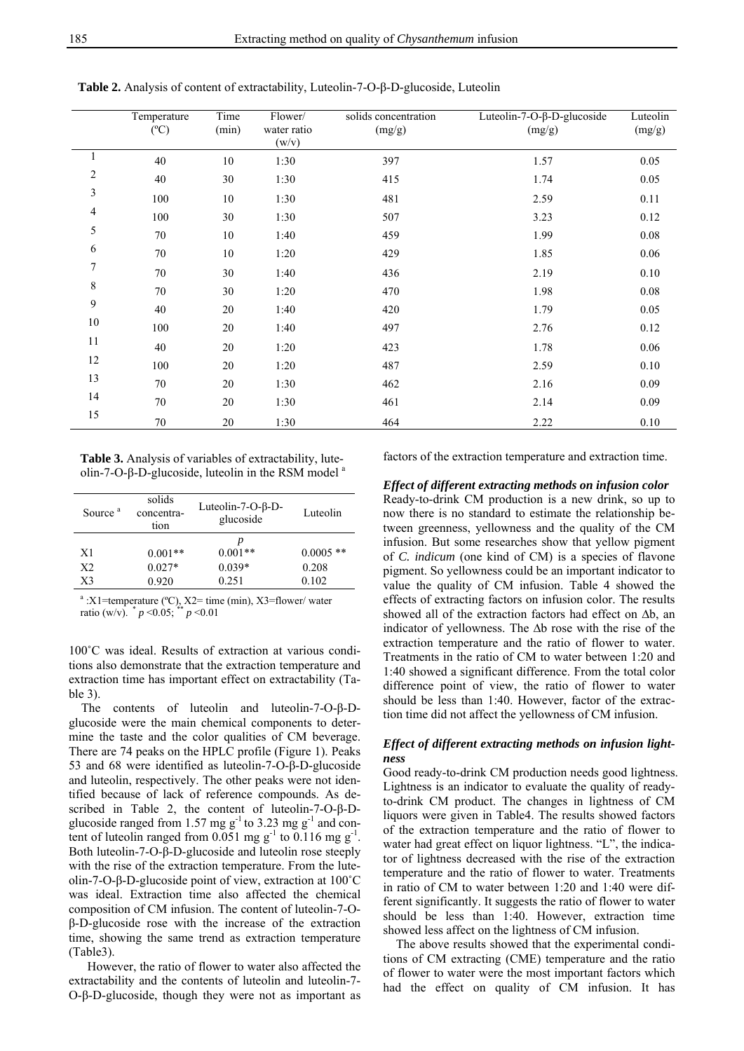**Table 2.** Analysis of content of extractability, Luteolin-7-O-β-D-glucoside, Luteolin

| | Temperature (ºC) | Time (min) | Flower/ water ratio (w/v) | solids concentration (mg/g) | Luteolin-7-O-β-D-glucoside (mg/g) | Luteolin (mg/g) |
|---|---|---|---|---|---|---|
| 1 | 40 | 10 | 1:30 | 397 | 1.57 | 0.05 |
| 2 | 40 | 30 | 1:30 | 415 | 1.74 | 0.05 |
| 3 | 100 | 10 | 1:30 | 481 | 2.59 | 0.11 |
| 4 | 100 | 30 | 1:30 | 507 | 3.23 | 0.12 |
| 5 | 70 | 10 | 1:40 | 459 | 1.99 | 0.08 |
| 6 | 70 | 10 | 1:20 | 429 | 1.85 | 0.06 |
| 7 | 70 | 30 | 1:40 | 436 | 2.19 | 0.10 |
| 8 | 70 | 30 | 1:20 | 470 | 1.98 | 0.08 |
| 9 | 40 | 20 | 1:40 | 420 | 1.79 | 0.05 |
| 10 | 100 | 20 | 1:40 | 497 | 2.76 | 0.12 |
| 11 | 40 | 20 | 1:20 | 423 | 1.78 | 0.06 |
| 12 | 100 | 20 | 1:20 | 487 | 2.59 | 0.10 |
| 13 | 70 | 20 | 1:30 | 462 | 2.16 | 0.09 |
| 14 | 70 | 20 | 1:30 | 461 | 2.14 | 0.09 |
| 15 | 70 | 20 | 1:30 | 464 | 2.22 | 0.10 |

**Table 3.** Analysis of variables of extractability, luteolin-7-O-β-D-glucoside, luteolin in the RSM model [a]

| Source [a] | solids concentration | Luteolin-7-O-β-D-glucoside | Luteolin |
|---|---|---|---|
| | | *p* | |
| X1 | 0.001** | 0.001** | 0.0005 ** |
| X2 | 0.027* | 0.039* | 0.208 |
| X3 | 0.920 | 0.251 | 0.102 |

[a] :X1=temperature (ºC), X2= time (min), X3=flower/ water ratio (w/v). * $p$ <0.05; ** $p$ <0.01

100˚C was ideal. Results of extraction at various conditions also demonstrate that the extraction temperature and extraction time has important effect on extractability (Table 3).

The contents of luteolin and luteolin-7-O-β-D-glucoside were the main chemical components to determine the taste and the color qualities of CM beverage. There are 74 peaks on the HPLC profile (Figure 1). Peaks 53 and 68 were identified as luteolin-7-O-β-D-glucoside and luteolin, respectively. The other peaks were not identified because of lack of reference compounds. As described in Table 2, the content of luteolin-7-O-β-D-glucoside ranged from 1.57 mg $g^{-1}$ to 3.23 mg $g^{-1}$ and content of luteolin ranged from 0.051 mg $g^{-1}$ to 0.116 mg $g^{-1}$. Both luteolin-7-O-β-D-glucoside and luteolin rose steeply with the rise of the extraction temperature. From the luteolin-7-O-β-D-glucoside point of view, extraction at 100˚C was ideal. Extraction time also affected the chemical composition of CM infusion. The content of luteolin-7-O-β-D-glucoside rose with the increase of the extraction time, showing the same trend as extraction temperature (Table3).

However, the ratio of flower to water also affected the extractability and the contents of luteolin and luteolin-7-O-β-D-glucoside, though they were not as important as factors of the extraction temperature and extraction time.

### *Effect of different extracting methods on infusion color*

Ready-to-drink CM production is a new drink, so up to now there is no standard to estimate the relationship between greenness, yellowness and the quality of the CM infusion. But some researches show that yellow pigment of *C. indicum* (one kind of CM) is a species of flavone pigment. So yellowness could be an important indicator to value the quality of CM infusion. Table 4 showed the effects of extracting factors on infusion color. The results showed all of the extraction factors had effect on Δb, an indicator of yellowness. The Δb rose with the rise of the extraction temperature and the ratio of flower to water. Treatments in the ratio of CM to water between 1:20 and 1:40 showed a significant difference. From the total color difference point of view, the ratio of flower to water should be less than 1:40. However, factor of the extraction time did not affect the yellowness of CM infusion.

### *Effect of different extracting methods on infusion lightness*

Good ready-to-drink CM production needs good lightness. Lightness is an indicator to evaluate the quality of ready-to-drink CM product. The changes in lightness of CM liquors were given in Table4. The results showed factors of the extraction temperature and the ratio of flower to water had great effect on liquor lightness. "L", the indicator of lightness decreased with the rise of the extraction temperature and the ratio of flower to water. Treatments in ratio of CM to water between 1:20 and 1:40 were different significantly. It suggests the ratio of flower to water should be less than 1:40. However, extraction time showed less affect on the lightness of CM infusion.

The above results showed that the experimental conditions of CM extracting (CME) temperature and the ratio of flower to water were the most important factors which had the effect on quality of CM infusion. It has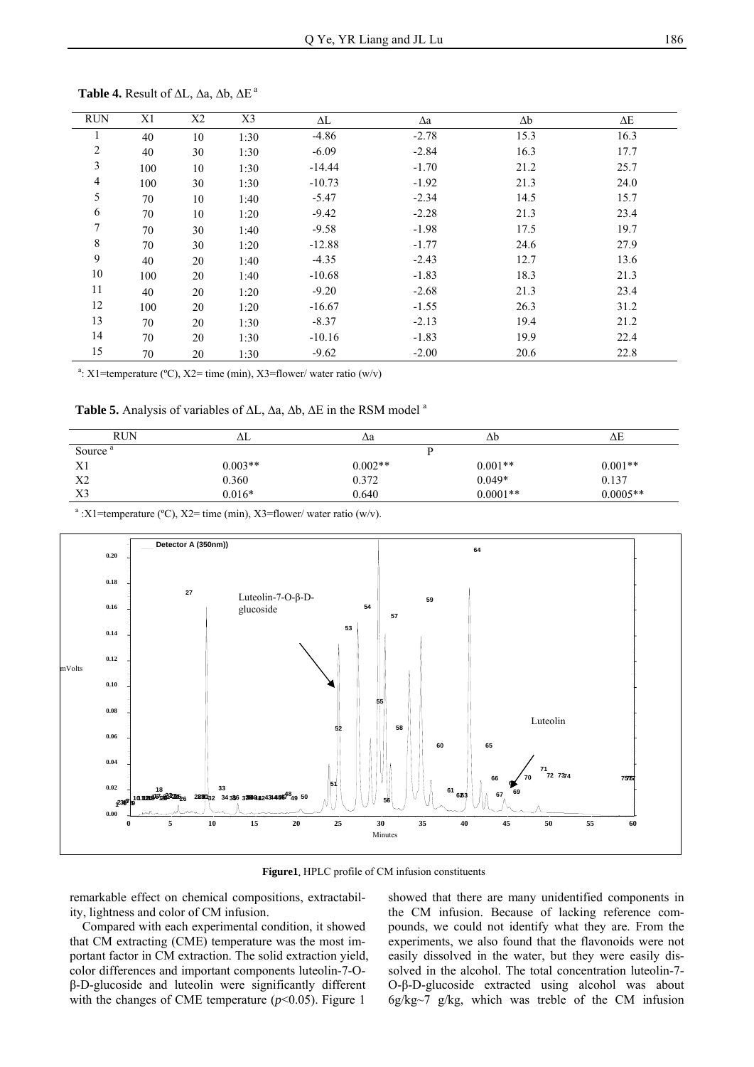**Table 4.** Result of ΔL, Δa, Δb, ΔE [a]

| RUN | X1 | X2 | X3 | ΔL | Δa | Δb | ΔE |
|---|---|---|---|---|---|---|---|
| 1 | 40 | 10 | 1:30 | -4.86 | -2.78 | 15.3 | 16.3 |
| 2 | 40 | 30 | 1:30 | -6.09 | -2.84 | 16.3 | 17.7 |
| 3 | 100 | 10 | 1:30 | -14.44 | -1.70 | 21.2 | 25.7 |
| 4 | 100 | 30 | 1:30 | -10.73 | -1.92 | 21.3 | 24.0 |
| 5 | 70 | 10 | 1:40 | -5.47 | -2.34 | 14.5 | 15.7 |
| 6 | 70 | 10 | 1:20 | -9.42 | -2.28 | 21.3 | 23.4 |
| 7 | 70 | 30 | 1:40 | -9.58 | -1.98 | 17.5 | 19.7 |
| 8 | 70 | 30 | 1:20 | -12.88 | -1.77 | 24.6 | 27.9 |
| 9 | 40 | 20 | 1:40 | -4.35 | -2.43 | 12.7 | 13.6 |
| 10 | 100 | 20 | 1:40 | -10.68 | -1.83 | 18.3 | 21.3 |
| 11 | 40 | 20 | 1:20 | -9.20 | -2.68 | 21.3 | 23.4 |
| 12 | 100 | 20 | 1:20 | -16.67 | -1.55 | 26.3 | 31.2 |
| 13 | 70 | 20 | 1:30 | -8.37 | -2.13 | 19.4 | 21.2 |
| 14 | 70 | 20 | 1:30 | -10.16 | -1.83 | 19.9 | 22.4 |
| 15 | 70 | 20 | 1:30 | -9.62 | -2.00 | 20.6 | 22.8 |

[a]: X1=temperature (ºC), X2= time (min), X3=flower/ water ratio (w/v)

**Table 5.** Analysis of variables of ΔL, Δa, Δb, ΔE in the RSM model [a]

| RUN | ΔL | Δa | Δb | ΔE |
|---|---|---|---|---|
| Source [a] | | P | | |
| X1 | 0.003** | 0.002** | 0.001** | 0.001** |
| X2 | 0.360 | 0.372 | 0.049* | 0.137 |
| X3 | 0.016* | 0.640 | 0.0001** | 0.0005** |

[a] :X1=temperature (ºC), X2= time (min), X3=flower/ water ratio (w/v).

**Figure1**, HPLC profile of CM infusion constituents

remarkable effect on chemical compositions, extractability, lightness and color of CM infusion.

Compared with each experimental condition, it showed that CM extracting (CME) temperature was the most important factor in CM extraction. The solid extraction yield, color differences and important components luteolin-7-O-β-D-glucoside and luteolin were significantly different with the changes of CME temperature ($p$<0.05). Figure 1 showed that there are many unidentified components in the CM infusion. Because of lacking reference compounds, we could not identify what they are. From the experiments, we also found that the flavonoids were not easily dissolved in the water, but they were easily dissolved in the alcohol. The total concentration luteolin-7-O-β-D-glucoside extracted using alcohol was about 6g/kg~7 g/kg, which was treble of the CM infusion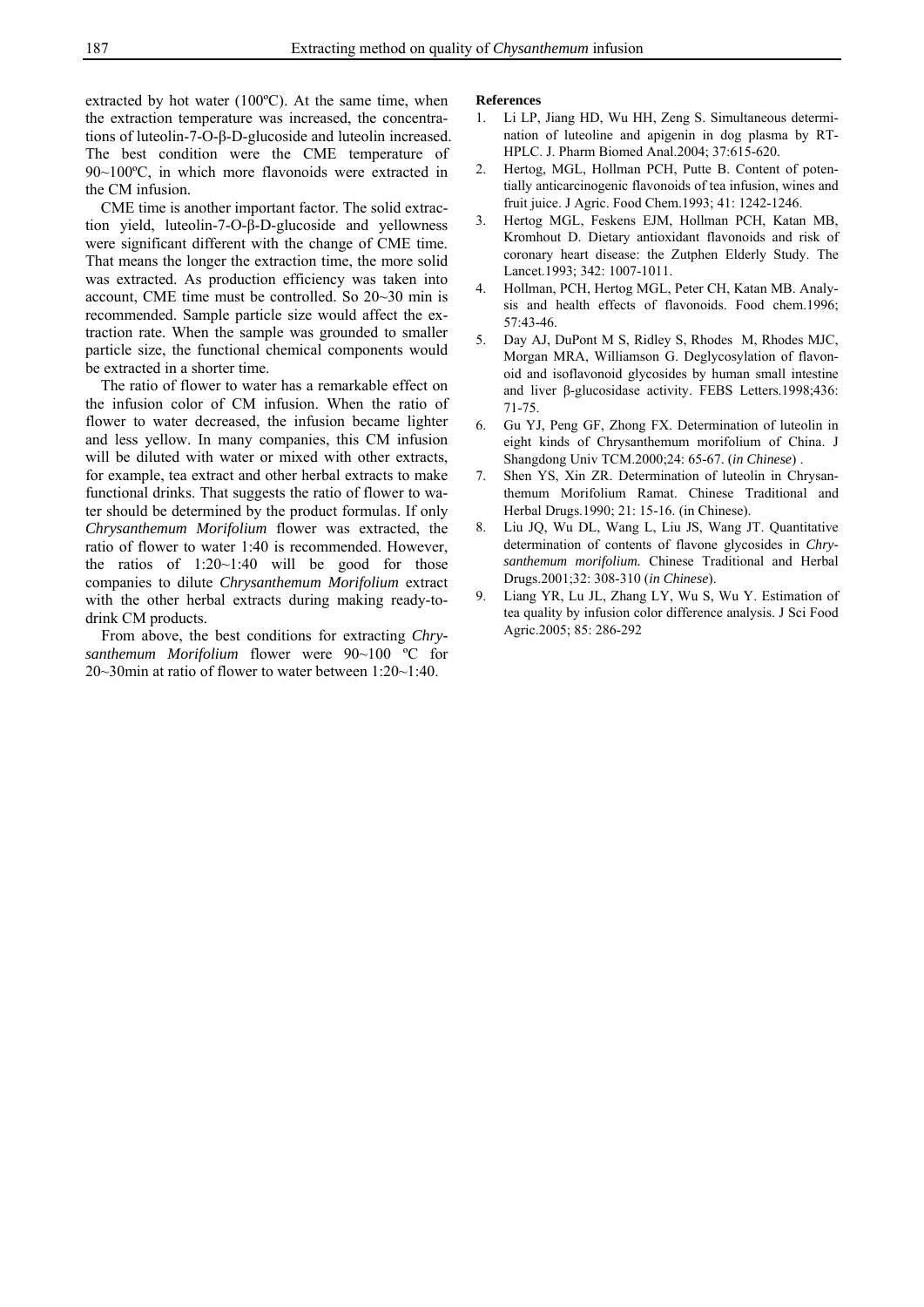extracted by hot water (100ºC). At the same time, when the extraction temperature was increased, the concentrations of luteolin-7-O-β-D-glucoside and luteolin increased. The best condition were the CME temperature of 90~100ºC, in which more flavonoids were extracted in the CM infusion.

CME time is another important factor. The solid extraction yield, luteolin-7-O-β-D-glucoside and yellowness were significant different with the change of CME time. That means the longer the extraction time, the more solid was extracted. As production efficiency was taken into account, CME time must be controlled. So 20~30 min is recommended. Sample particle size would affect the extraction rate. When the sample was grounded to smaller particle size, the functional chemical components would be extracted in a shorter time.

The ratio of flower to water has a remarkable effect on the infusion color of CM infusion. When the ratio of flower to water decreased, the infusion became lighter and less yellow. In many companies, this CM infusion will be diluted with water or mixed with other extracts, for example, tea extract and other herbal extracts to make functional drinks. That suggests the ratio of flower to water should be determined by the product formulas. If only *Chrysanthemum Morifolium* flower was extracted, the ratio of flower to water 1:40 is recommended. However, the ratios of 1:20~1:40 will be good for those companies to dilute *Chrysanthemum Morifolium* extract with the other herbal extracts during making ready-to-drink CM products.

From above, the best conditions for extracting *Chrysanthemum Morifolium* flower were 90~100 ºC for 20~30min at ratio of flower to water between 1:20~1:40.

**References**

1. Li LP, Jiang HD, Wu HH, Zeng S. Simultaneous determination of luteoline and apigenin in dog plasma by RT-HPLC. J. Pharm Biomed Anal.2004; 37:615-620.
2. Hertog, MGL, Hollman PCH, Putte B. Content of potentially anticarcinogenic flavonoids of tea infusion, wines and fruit juice. J Agric. Food Chem.1993; 41: 1242-1246.
3. Hertog MGL, Feskens EJM, Hollman PCH, Katan MB, Kromhout D. Dietary antioxidant flavonoids and risk of coronary heart disease: the Zutphen Elderly Study. The Lancet.1993; 342: 1007-1011.
4. Hollman, PCH, Hertog MGL, Peter CH, Katan MB. Analysis and health effects of flavonoids. Food chem.1996; 57:43-46.
5. Day AJ, DuPont M S, Ridley S, Rhodes M, Rhodes MJC, Morgan MRA, Williamson G. Deglycosylation of flavonoid and isoflavonoid glycosides by human small intestine and liver β-glucosidase activity. FEBS Letters.1998;436: 71-75.
6. Gu YJ, Peng GF, Zhong FX. Determination of luteolin in eight kinds of Chrysanthemum morifolium of China. J Shangdong Univ TCM.2000;24: 65-67. (*in Chinese*) .
7. Shen YS, Xin ZR. Determination of luteolin in Chrysanthemum Morifolium Ramat. Chinese Traditional and Herbal Drugs.1990; 21: 15-16. (in Chinese).
8. Liu JQ, Wu DL, Wang L, Liu JS, Wang JT. Quantitative determination of contents of flavone glycosides in ***Chrysanthemum morifolium.*** Chinese Traditional and Herbal Drugs.2001;32: 308-310 (*in Chinese*).
9. Liang YR, Lu JL, Zhang LY, Wu S, Wu Y. Estimation of tea quality by infusion color difference analysis. J Sci Food Agric.2005; 85: 286-292